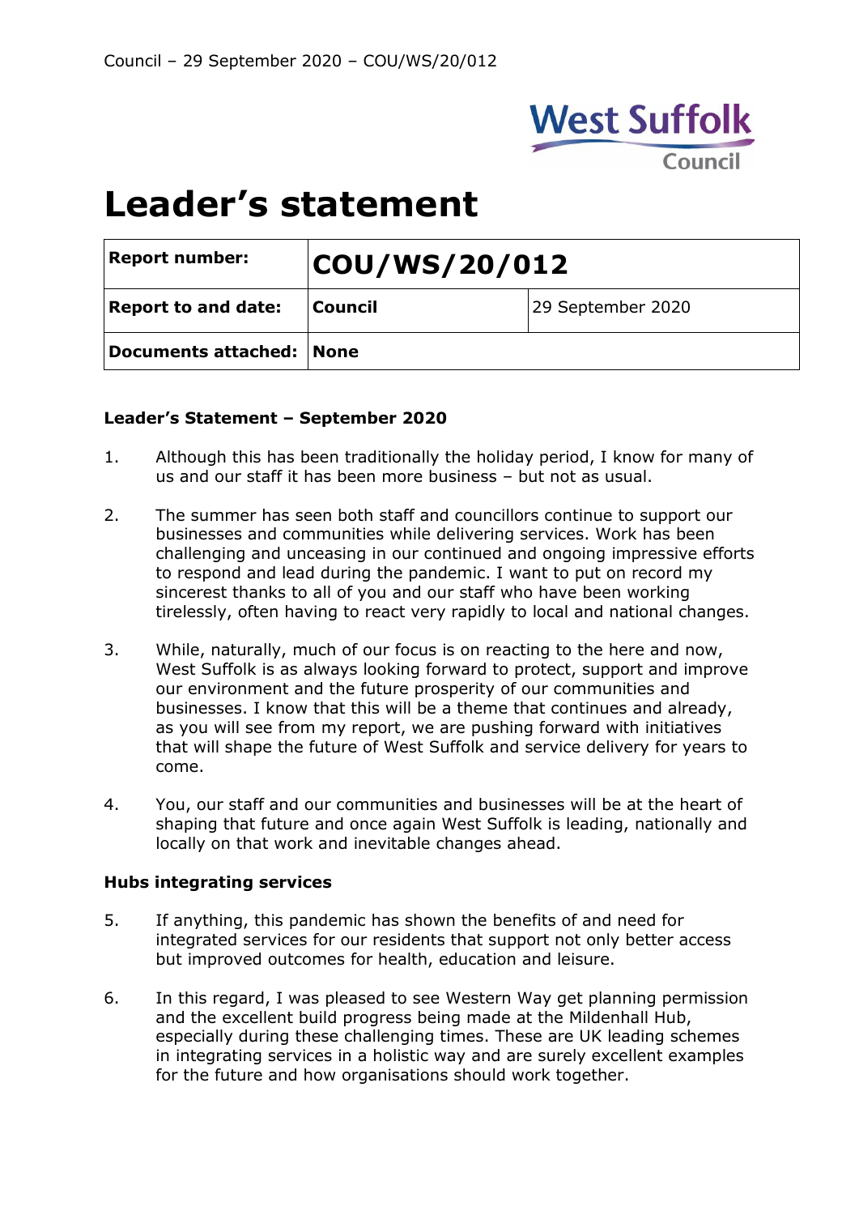# Leader's statement

| Report number: | COU/WS/20/012 | |
| --- | --- | --- |
| Report to and date: | Council | 29 September 2020 |
| Documents attached: | None | |

**Leader's Statement – September 2020**

1. Although this has been traditionally the holiday period, I know for many of us and our staff it has been more business – but not as usual.

2. The summer has seen both staff and councillors continue to support our businesses and communities while delivering services. Work has been challenging and unceasing in our continued and ongoing impressive efforts to respond and lead during the pandemic. I want to put on record my sincerest thanks to all of you and our staff who have been working tirelessly, often having to react very rapidly to local and national changes.

3. While, naturally, much of our focus is on reacting to the here and now, West Suffolk is as always looking forward to protect, support and improve our environment and the future prosperity of our communities and businesses. I know that this will be a theme that continues and already, as you will see from my report, we are pushing forward with initiatives that will shape the future of West Suffolk and service delivery for years to come.

4. You, our staff and our communities and businesses will be at the heart of shaping that future and once again West Suffolk is leading, nationally and locally on that work and inevitable changes ahead.

**Hubs integrating services**

5. If anything, this pandemic has shown the benefits of and need for integrated services for our residents that support not only better access but improved outcomes for health, education and leisure.

6. In this regard, I was pleased to see Western Way get planning permission and the excellent build progress being made at the Mildenhall Hub, especially during these challenging times. These are UK leading schemes in integrating services in a holistic way and are surely excellent examples for the future and how organisations should work together.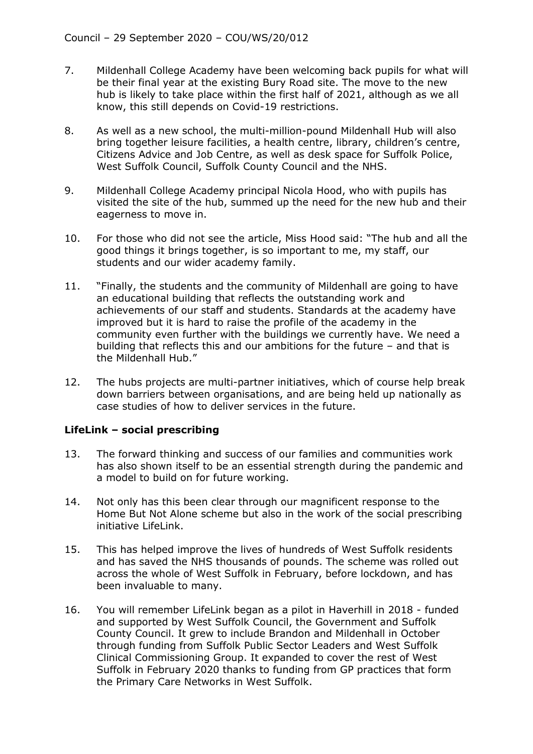7. Mildenhall College Academy have been welcoming back pupils for what will be their final year at the existing Bury Road site. The move to the new hub is likely to take place within the first half of 2021, although as we all know, this still depends on Covid-19 restrictions.

8. As well as a new school, the multi-million-pound Mildenhall Hub will also bring together leisure facilities, a health centre, library, children's centre, Citizens Advice and Job Centre, as well as desk space for Suffolk Police, West Suffolk Council, Suffolk County Council and the NHS.

9. Mildenhall College Academy principal Nicola Hood, who with pupils has visited the site of the hub, summed up the need for the new hub and their eagerness to move in.

10. For those who did not see the article, Miss Hood said: "The hub and all the good things it brings together, is so important to me, my staff, our students and our wider academy family.

11. "Finally, the students and the community of Mildenhall are going to have an educational building that reflects the outstanding work and achievements of our staff and students. Standards at the academy have improved but it is hard to raise the profile of the academy in the community even further with the buildings we currently have. We need a building that reflects this and our ambitions for the future – and that is the Mildenhall Hub."

12. The hubs projects are multi-partner initiatives, which of course help break down barriers between organisations, and are being held up nationally as case studies of how to deliver services in the future.

**LifeLink – social prescribing**

13. The forward thinking and success of our families and communities work has also shown itself to be an essential strength during the pandemic and a model to build on for future working.

14. Not only has this been clear through our magnificent response to the Home But Not Alone scheme but also in the work of the social prescribing initiative LifeLink.

15. This has helped improve the lives of hundreds of West Suffolk residents and has saved the NHS thousands of pounds. The scheme was rolled out across the whole of West Suffolk in February, before lockdown, and has been invaluable to many.

16. You will remember LifeLink began as a pilot in Haverhill in 2018 - funded and supported by West Suffolk Council, the Government and Suffolk County Council. It grew to include Brandon and Mildenhall in October through funding from Suffolk Public Sector Leaders and West Suffolk Clinical Commissioning Group. It expanded to cover the rest of West Suffolk in February 2020 thanks to funding from GP practices that form the Primary Care Networks in West Suffolk.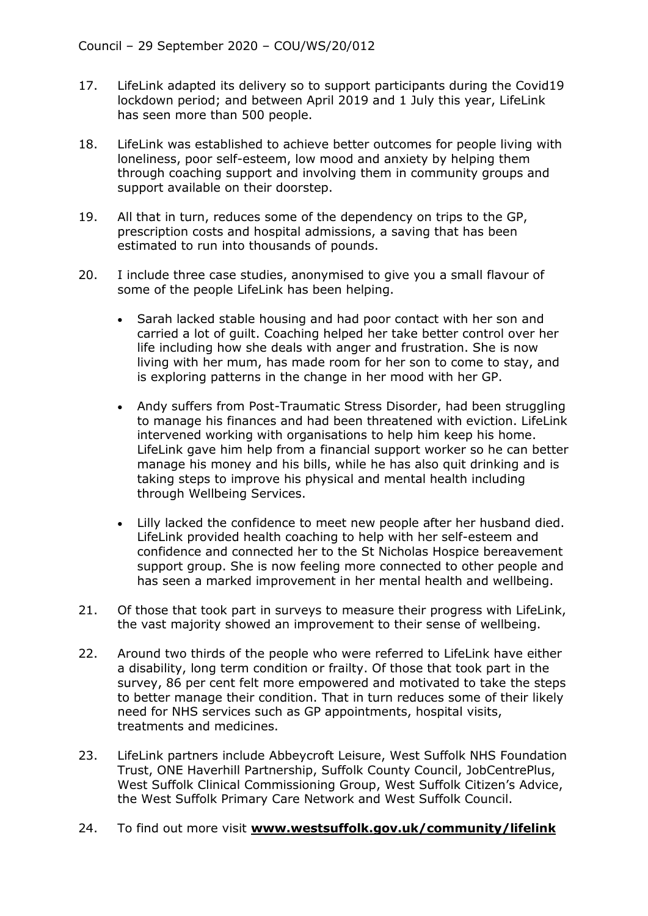17. LifeLink adapted its delivery so to support participants during the Covid19 lockdown period; and between April 2019 and 1 July this year, LifeLink has seen more than 500 people.

18. LifeLink was established to achieve better outcomes for people living with loneliness, poor self-esteem, low mood and anxiety by helping them through coaching support and involving them in community groups and support available on their doorstep.

19. All that in turn, reduces some of the dependency on trips to the GP, prescription costs and hospital admissions, a saving that has been estimated to run into thousands of pounds.

20. I include three case studies, anonymised to give you a small flavour of some of the people LifeLink has been helping.

    - Sarah lacked stable housing and had poor contact with her son and carried a lot of guilt. Coaching helped her take better control over her life including how she deals with anger and frustration. She is now living with her mum, has made room for her son to come to stay, and is exploring patterns in the change in her mood with her GP.

    - Andy suffers from Post-Traumatic Stress Disorder, had been struggling to manage his finances and had been threatened with eviction. LifeLink intervened working with organisations to help him keep his home. LifeLink gave him help from a financial support worker so he can better manage his money and his bills, while he has also quit drinking and is taking steps to improve his physical and mental health including through Wellbeing Services.

    - Lilly lacked the confidence to meet new people after her husband died. LifeLink provided health coaching to help with her self-esteem and confidence and connected her to the St Nicholas Hospice bereavement support group. She is now feeling more connected to other people and has seen a marked improvement in her mental health and wellbeing.

21. Of those that took part in surveys to measure their progress with LifeLink, the vast majority showed an improvement to their sense of wellbeing.

22. Around two thirds of the people who were referred to LifeLink have either a disability, long term condition or frailty. Of those that took part in the survey, 86 per cent felt more empowered and motivated to take the steps to better manage their condition. That in turn reduces some of their likely need for NHS services such as GP appointments, hospital visits, treatments and medicines.

23. LifeLink partners include Abbeycroft Leisure, West Suffolk NHS Foundation Trust, ONE Haverhill Partnership, Suffolk County Council, JobCentrePlus, West Suffolk Clinical Commissioning Group, West Suffolk Citizen's Advice, the West Suffolk Primary Care Network and West Suffolk Council.

24. To find out more visit **www.westsuffolk.gov.uk/community/lifelink**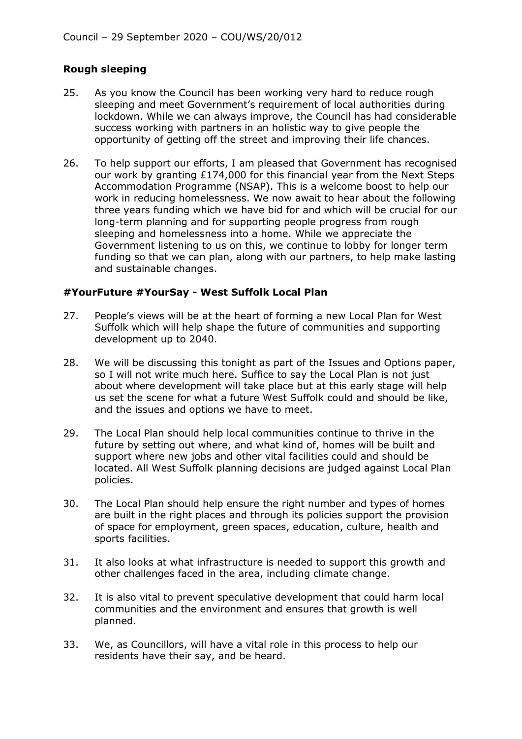## Rough sleeping

25. As you know the Council has been working very hard to reduce rough sleeping and meet Government's requirement of local authorities during lockdown. While we can always improve, the Council has had considerable success working with partners in an holistic way to give people the opportunity of getting off the street and improving their life chances.

26. To help support our efforts, I am pleased that Government has recognised our work by granting £174,000 for this financial year from the Next Steps Accommodation Programme (NSAP). This is a welcome boost to help our work in reducing homelessness. We now await to hear about the following three years funding which we have bid for and which will be crucial for our long-term planning and for supporting people progress from rough sleeping and homelessness into a home. While we appreciate the Government listening to us on this, we continue to lobby for longer term funding so that we can plan, along with our partners, to help make lasting and sustainable changes.

## #YourFuture #YourSay - West Suffolk Local Plan

27. People's views will be at the heart of forming a new Local Plan for West Suffolk which will help shape the future of communities and supporting development up to 2040.

28. We will be discussing this tonight as part of the Issues and Options paper, so I will not write much here. Suffice to say the Local Plan is not just about where development will take place but at this early stage will help us set the scene for what a future West Suffolk could and should be like, and the issues and options we have to meet.

29. The Local Plan should help local communities continue to thrive in the future by setting out where, and what kind of, homes will be built and support where new jobs and other vital facilities could and should be located. All West Suffolk planning decisions are judged against Local Plan policies.

30. The Local Plan should help ensure the right number and types of homes are built in the right places and through its policies support the provision of space for employment, green spaces, education, culture, health and sports facilities.

31. It also looks at what infrastructure is needed to support this growth and other challenges faced in the area, including climate change.

32. It is also vital to prevent speculative development that could harm local communities and the environment and ensures that growth is well planned.

33. We, as Councillors, will have a vital role in this process to help our residents have their say, and be heard.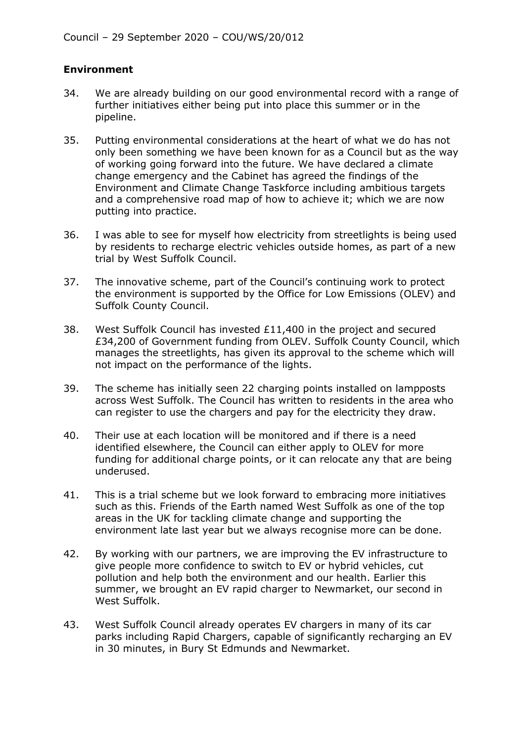**Environment**

34. We are already building on our good environmental record with a range of further initiatives either being put into place this summer or in the pipeline.

35. Putting environmental considerations at the heart of what we do has not only been something we have been known for as a Council but as the way of working going forward into the future. We have declared a climate change emergency and the Cabinet has agreed the findings of the Environment and Climate Change Taskforce including ambitious targets and a comprehensive road map of how to achieve it; which we are now putting into practice.

36. I was able to see for myself how electricity from streetlights is being used by residents to recharge electric vehicles outside homes, as part of a new trial by West Suffolk Council.

37. The innovative scheme, part of the Council's continuing work to protect the environment is supported by the Office for Low Emissions (OLEV) and Suffolk County Council.

38. West Suffolk Council has invested £11,400 in the project and secured £34,200 of Government funding from OLEV. Suffolk County Council, which manages the streetlights, has given its approval to the scheme which will not impact on the performance of the lights.

39. The scheme has initially seen 22 charging points installed on lampposts across West Suffolk. The Council has written to residents in the area who can register to use the chargers and pay for the electricity they draw.

40. Their use at each location will be monitored and if there is a need identified elsewhere, the Council can either apply to OLEV for more funding for additional charge points, or it can relocate any that are being underused.

41. This is a trial scheme but we look forward to embracing more initiatives such as this. Friends of the Earth named West Suffolk as one of the top areas in the UK for tackling climate change and supporting the environment late last year but we always recognise more can be done.

42. By working with our partners, we are improving the EV infrastructure to give people more confidence to switch to EV or hybrid vehicles, cut pollution and help both the environment and our health. Earlier this summer, we brought an EV rapid charger to Newmarket, our second in West Suffolk.

43. West Suffolk Council already operates EV chargers in many of its car parks including Rapid Chargers, capable of significantly recharging an EV in 30 minutes, in Bury St Edmunds and Newmarket.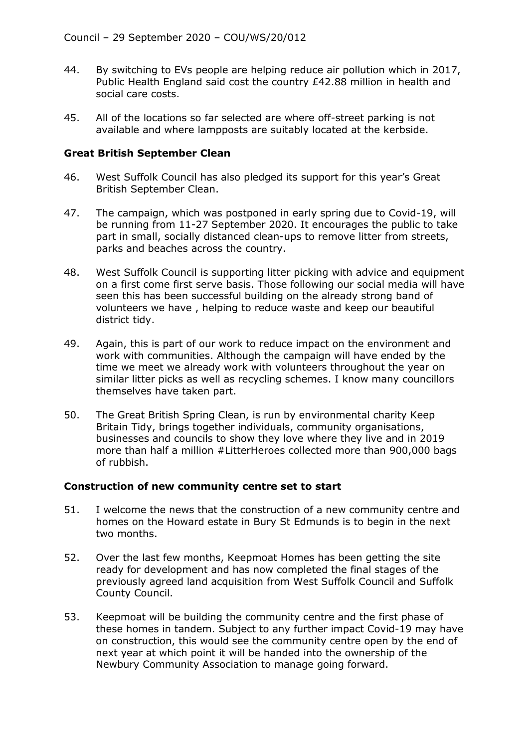44. By switching to EVs people are helping reduce air pollution which in 2017, Public Health England said cost the country £42.88 million in health and social care costs.

45. All of the locations so far selected are where off-street parking is not available and where lampposts are suitably located at the kerbside.

**Great British September Clean**

46. West Suffolk Council has also pledged its support for this year's Great British September Clean.

47. The campaign, which was postponed in early spring due to Covid-19, will be running from 11-27 September 2020. It encourages the public to take part in small, socially distanced clean-ups to remove litter from streets, parks and beaches across the country.

48. West Suffolk Council is supporting litter picking with advice and equipment on a first come first serve basis. Those following our social media will have seen this has been successful building on the already strong band of volunteers we have , helping to reduce waste and keep our beautiful district tidy.

49. Again, this is part of our work to reduce impact on the environment and work with communities. Although the campaign will have ended by the time we meet we already work with volunteers throughout the year on similar litter picks as well as recycling schemes. I know many councillors themselves have taken part.

50. The Great British Spring Clean, is run by environmental charity Keep Britain Tidy, brings together individuals, community organisations, businesses and councils to show they love where they live and in 2019 more than half a million #LitterHeroes collected more than 900,000 bags of rubbish.

**Construction of new community centre set to start**

51. I welcome the news that the construction of a new community centre and homes on the Howard estate in Bury St Edmunds is to begin in the next two months.

52. Over the last few months, Keepmoat Homes has been getting the site ready for development and has now completed the final stages of the previously agreed land acquisition from West Suffolk Council and Suffolk County Council.

53. Keepmoat will be building the community centre and the first phase of these homes in tandem. Subject to any further impact Covid-19 may have on construction, this would see the community centre open by the end of next year at which point it will be handed into the ownership of the Newbury Community Association to manage going forward.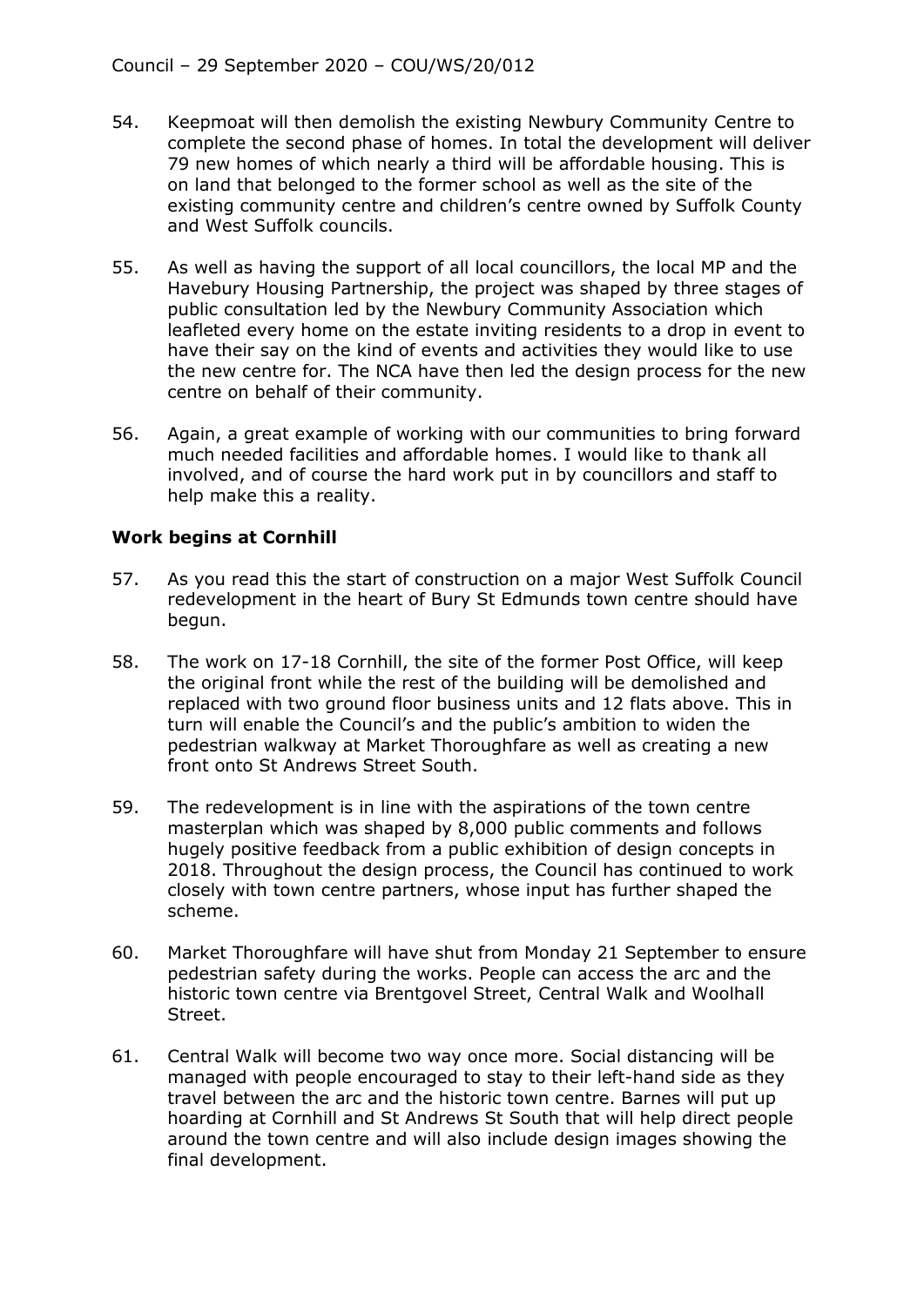54. Keepmoat will then demolish the existing Newbury Community Centre to complete the second phase of homes. In total the development will deliver 79 new homes of which nearly a third will be affordable housing. This is on land that belonged to the former school as well as the site of the existing community centre and children's centre owned by Suffolk County and West Suffolk councils.

55. As well as having the support of all local councillors, the local MP and the Havebury Housing Partnership, the project was shaped by three stages of public consultation led by the Newbury Community Association which leafleted every home on the estate inviting residents to a drop in event to have their say on the kind of events and activities they would like to use the new centre for. The NCA have then led the design process for the new centre on behalf of their community.

56. Again, a great example of working with our communities to bring forward much needed facilities and affordable homes. I would like to thank all involved, and of course the hard work put in by councillors and staff to help make this a reality.

**Work begins at Cornhill**

57. As you read this the start of construction on a major West Suffolk Council redevelopment in the heart of Bury St Edmunds town centre should have begun.

58. The work on 17-18 Cornhill, the site of the former Post Office, will keep the original front while the rest of the building will be demolished and replaced with two ground floor business units and 12 flats above. This in turn will enable the Council's and the public's ambition to widen the pedestrian walkway at Market Thoroughfare as well as creating a new front onto St Andrews Street South.

59. The redevelopment is in line with the aspirations of the town centre masterplan which was shaped by 8,000 public comments and follows hugely positive feedback from a public exhibition of design concepts in 2018. Throughout the design process, the Council has continued to work closely with town centre partners, whose input has further shaped the scheme.

60. Market Thoroughfare will have shut from Monday 21 September to ensure pedestrian safety during the works. People can access the arc and the historic town centre via Brentgovel Street, Central Walk and Woolhall Street.

61. Central Walk will become two way once more. Social distancing will be managed with people encouraged to stay to their left-hand side as they travel between the arc and the historic town centre. Barnes will put up hoarding at Cornhill and St Andrews St South that will help direct people around the town centre and will also include design images showing the final development.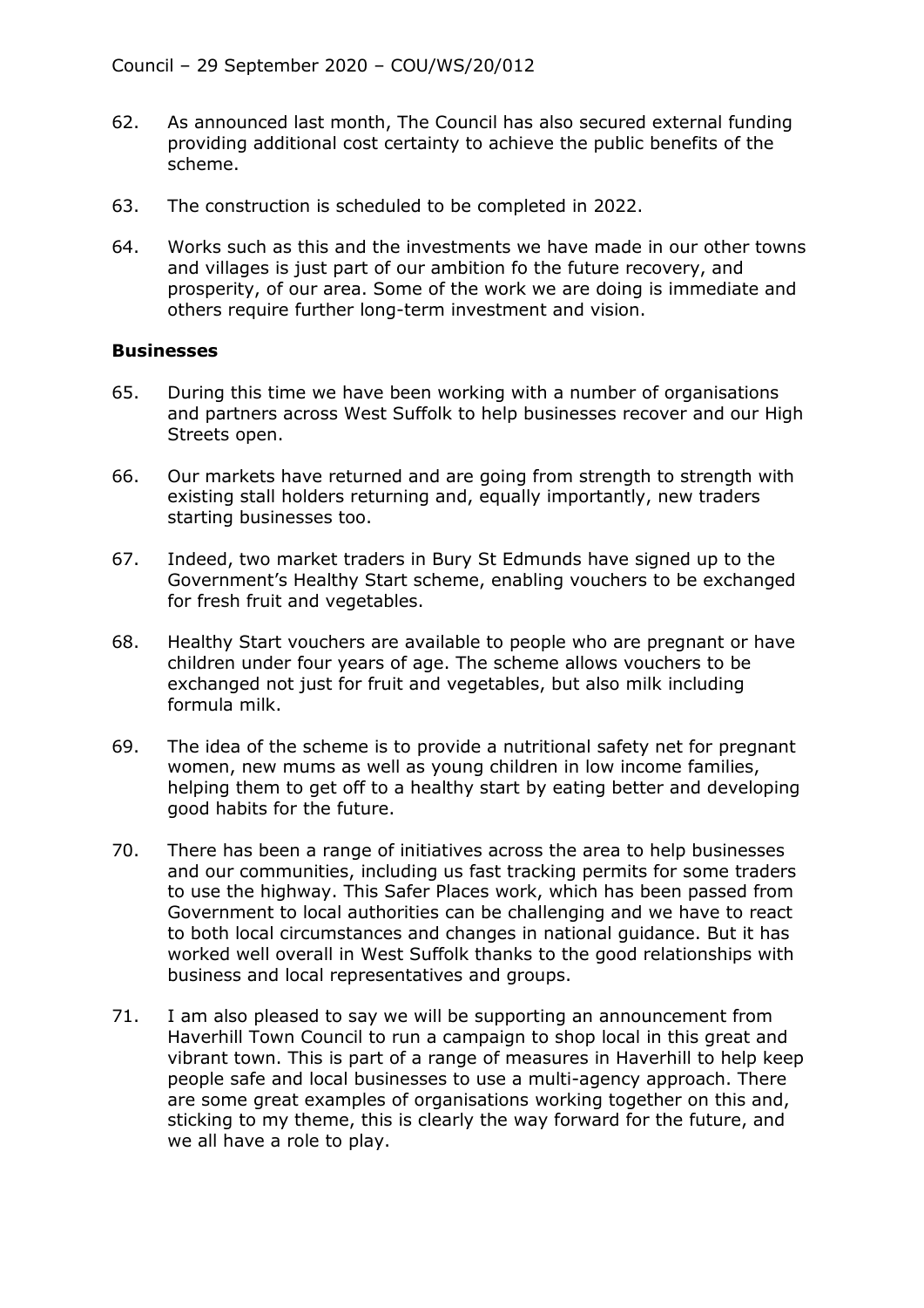62. As announced last month, The Council has also secured external funding providing additional cost certainty to achieve the public benefits of the scheme.

63. The construction is scheduled to be completed in 2022.

64. Works such as this and the investments we have made in our other towns and villages is just part of our ambition fo the future recovery, and prosperity, of our area. Some of the work we are doing is immediate and others require further long-term investment and vision.

**Businesses**

65. During this time we have been working with a number of organisations and partners across West Suffolk to help businesses recover and our High Streets open.

66. Our markets have returned and are going from strength to strength with existing stall holders returning and, equally importantly, new traders starting businesses too.

67. Indeed, two market traders in Bury St Edmunds have signed up to the Government's Healthy Start scheme, enabling vouchers to be exchanged for fresh fruit and vegetables.

68. Healthy Start vouchers are available to people who are pregnant or have children under four years of age. The scheme allows vouchers to be exchanged not just for fruit and vegetables, but also milk including formula milk.

69. The idea of the scheme is to provide a nutritional safety net for pregnant women, new mums as well as young children in low income families, helping them to get off to a healthy start by eating better and developing good habits for the future.

70. There has been a range of initiatives across the area to help businesses and our communities, including us fast tracking permits for some traders to use the highway. This Safer Places work, which has been passed from Government to local authorities can be challenging and we have to react to both local circumstances and changes in national guidance. But it has worked well overall in West Suffolk thanks to the good relationships with business and local representatives and groups.

71. I am also pleased to say we will be supporting an announcement from Haverhill Town Council to run a campaign to shop local in this great and vibrant town. This is part of a range of measures in Haverhill to help keep people safe and local businesses to use a multi-agency approach. There are some great examples of organisations working together on this and, sticking to my theme, this is clearly the way forward for the future, and we all have a role to play.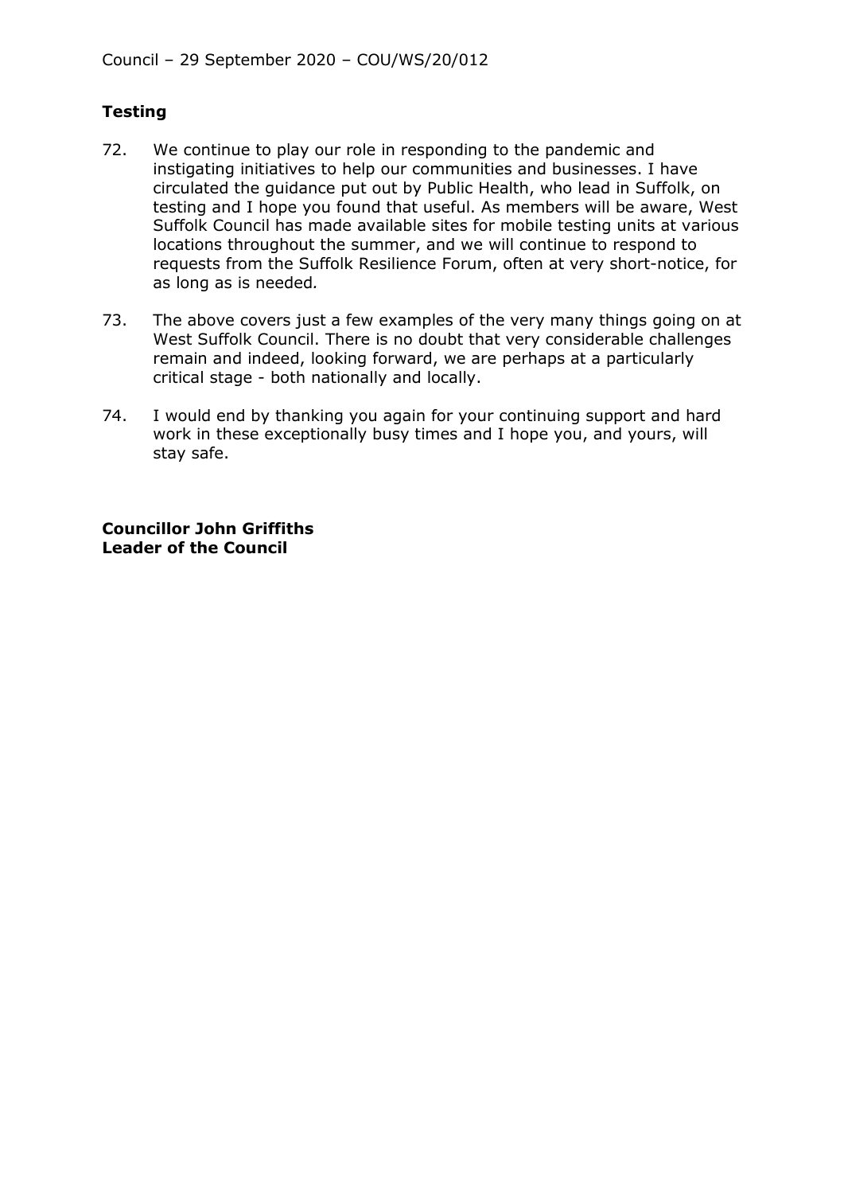**Testing**

72. We continue to play our role in responding to the pandemic and instigating initiatives to help our communities and businesses. I have circulated the guidance put out by Public Health, who lead in Suffolk, on testing and I hope you found that useful. As members will be aware, West Suffolk Council has made available sites for mobile testing units at various locations throughout the summer, and we will continue to respond to requests from the Suffolk Resilience Forum, often at very short-notice, for as long as is needed.

73. The above covers just a few examples of the very many things going on at West Suffolk Council. There is no doubt that very considerable challenges remain and indeed, looking forward, we are perhaps at a particularly critical stage - both nationally and locally.

74. I would end by thanking you again for your continuing support and hard work in these exceptionally busy times and I hope you, and yours, will stay safe.

**Councillor John Griffiths**
**Leader of the Council**